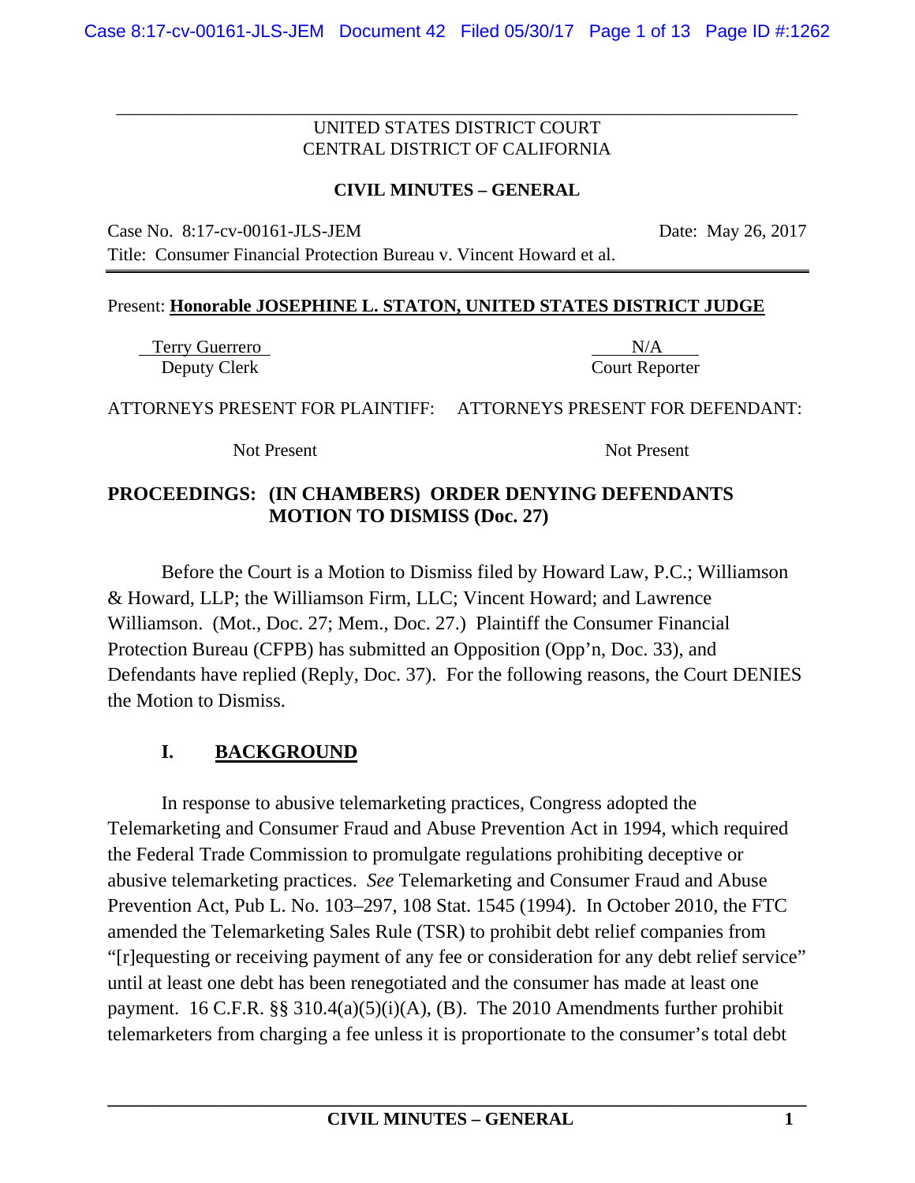UNITED STATES DISTRICT COURT
CENTRAL DISTRICT OF CALIFORNIA

**CIVIL MINUTES – GENERAL**

Case No. 8:17-cv-00161-JLS-JEM Date: May 26, 2017

Title: Consumer Financial Protection Bureau v. Vincent Howard et al.

Present: **Honorable JOSEPHINE L. STATON, UNITED STATES DISTRICT JUDGE**

| Terry Guerrero | N/A |
|---|---|
| Deputy Clerk | Court Reporter |

| ATTORNEYS PRESENT FOR PLAINTIFF: | ATTORNEYS PRESENT FOR DEFENDANT: |
|---|---|
| Not Present | Not Present |

**PROCEEDINGS: (IN CHAMBERS) ORDER DENYING DEFENDANTS MOTION TO DISMISS (Doc. 27)**

Before the Court is a Motion to Dismiss filed by Howard Law, P.C.; Williamson & Howard, LLP; the Williamson Firm, LLC; Vincent Howard; and Lawrence Williamson. (Mot., Doc. 27; Mem., Doc. 27.) Plaintiff the Consumer Financial Protection Bureau (CFPB) has submitted an Opposition (Opp'n, Doc. 33), and Defendants have replied (Reply, Doc. 37). For the following reasons, the Court DENIES the Motion to Dismiss.

## I. BACKGROUND

In response to abusive telemarketing practices, Congress adopted the Telemarketing and Consumer Fraud and Abuse Prevention Act in 1994, which required the Federal Trade Commission to promulgate regulations prohibiting deceptive or abusive telemarketing practices. *See* Telemarketing and Consumer Fraud and Abuse Prevention Act, Pub L. No. 103–297, 108 Stat. 1545 (1994). In October 2010, the FTC amended the Telemarketing Sales Rule (TSR) to prohibit debt relief companies from "[r]equesting or receiving payment of any fee or consideration for any debt relief service" until at least one debt has been renegotiated and the consumer has made at least one payment. 16 C.F.R. §§ 310.4(a)(5)(i)(A), (B). The 2010 Amendments further prohibit telemarketers from charging a fee unless it is proportionate to the consumer's total debt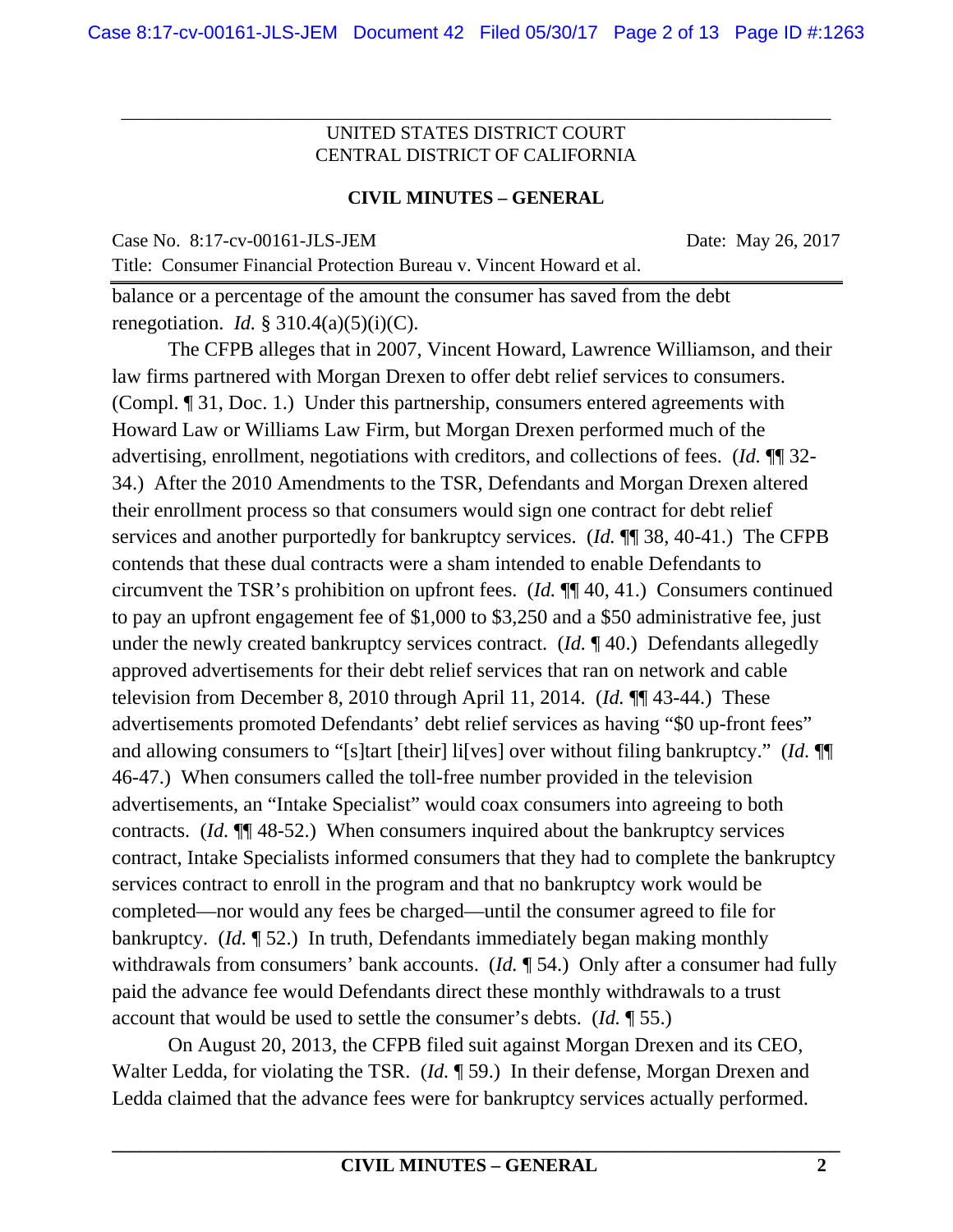balance or a percentage of the amount the consumer has saved from the debt renegotiation. *Id.* § 310.4(a)(5)(i)(C).

The CFPB alleges that in 2007, Vincent Howard, Lawrence Williamson, and their law firms partnered with Morgan Drexen to offer debt relief services to consumers. (Compl. ¶ 31, Doc. 1.) Under this partnership, consumers entered agreements with Howard Law or Williams Law Firm, but Morgan Drexen performed much of the advertising, enrollment, negotiations with creditors, and collections of fees. (*Id.* ¶¶ 32-34.) After the 2010 Amendments to the TSR, Defendants and Morgan Drexen altered their enrollment process so that consumers would sign one contract for debt relief services and another purportedly for bankruptcy services. (*Id.* ¶¶ 38, 40-41.) The CFPB contends that these dual contracts were a sham intended to enable Defendants to circumvent the TSR's prohibition on upfront fees. (*Id.* ¶¶ 40, 41.) Consumers continued to pay an upfront engagement fee of $1,000 to $3,250 and a $50 administrative fee, just under the newly created bankruptcy services contract. (*Id.* ¶ 40.) Defendants allegedly approved advertisements for their debt relief services that ran on network and cable television from December 8, 2010 through April 11, 2014. (*Id.* ¶¶ 43-44.) These advertisements promoted Defendants' debt relief services as having "$0 up-front fees" and allowing consumers to "[s]tart [their] li[ves] over without filing bankruptcy." (*Id.* ¶¶ 46-47.) When consumers called the toll-free number provided in the television advertisements, an "Intake Specialist" would coax consumers into agreeing to both contracts. (*Id.* ¶¶ 48-52.) When consumers inquired about the bankruptcy services contract, Intake Specialists informed consumers that they had to complete the bankruptcy services contract to enroll in the program and that no bankruptcy work would be completed—nor would any fees be charged—until the consumer agreed to file for bankruptcy. (*Id.* ¶ 52.) In truth, Defendants immediately began making monthly withdrawals from consumers' bank accounts. (*Id.* ¶ 54.) Only after a consumer had fully paid the advance fee would Defendants direct these monthly withdrawals to a trust account that would be used to settle the consumer's debts. (*Id.* ¶ 55.)

On August 20, 2013, the CFPB filed suit against Morgan Drexen and its CEO, Walter Ledda, for violating the TSR. (*Id.* ¶ 59.) In their defense, Morgan Drexen and Ledda claimed that the advance fees were for bankruptcy services actually performed.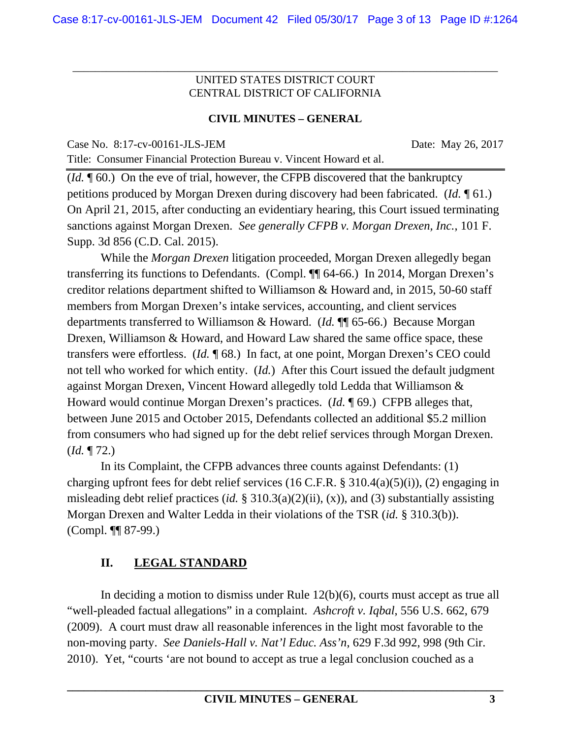(*Id.* ¶ 60.) On the eve of trial, however, the CFPB discovered that the bankruptcy petitions produced by Morgan Drexen during discovery had been fabricated. (*Id.* ¶ 61.) On April 21, 2015, after conducting an evidentiary hearing, this Court issued terminating sanctions against Morgan Drexen. *See generally CFPB v. Morgan Drexen, Inc.*, 101 F. Supp. 3d 856 (C.D. Cal. 2015).

While the *Morgan Drexen* litigation proceeded, Morgan Drexen allegedly began transferring its functions to Defendants. (Compl. ¶¶ 64-66.) In 2014, Morgan Drexen's creditor relations department shifted to Williamson & Howard and, in 2015, 50-60 staff members from Morgan Drexen's intake services, accounting, and client services departments transferred to Williamson & Howard. (*Id.* ¶¶ 65-66.) Because Morgan Drexen, Williamson & Howard, and Howard Law shared the same office space, these transfers were effortless. (*Id.* ¶ 68.) In fact, at one point, Morgan Drexen's CEO could not tell who worked for which entity. (*Id.*) After this Court issued the default judgment against Morgan Drexen, Vincent Howard allegedly told Ledda that Williamson & Howard would continue Morgan Drexen's practices. (*Id.* ¶ 69.) CFPB alleges that, between June 2015 and October 2015, Defendants collected an additional $5.2 million from consumers who had signed up for the debt relief services through Morgan Drexen. (*Id.* ¶ 72.)

In its Complaint, the CFPB advances three counts against Defendants: (1) charging upfront fees for debt relief services (16 C.F.R. § 310.4(a)(5)(i)), (2) engaging in misleading debt relief practices (*id.* § 310.3(a)(2)(ii), (x)), and (3) substantially assisting Morgan Drexen and Walter Ledda in their violations of the TSR (*id.* § 310.3(b)). (Compl. ¶¶ 87-99.)

## II. LEGAL STANDARD

In deciding a motion to dismiss under Rule 12(b)(6), courts must accept as true all "well-pleaded factual allegations" in a complaint. *Ashcroft v. Iqbal*, 556 U.S. 662, 679 (2009). A court must draw all reasonable inferences in the light most favorable to the non-moving party. *See Daniels-Hall v. Nat'l Educ. Ass'n*, 629 F.3d 992, 998 (9th Cir. 2010). Yet, "courts 'are not bound to accept as true a legal conclusion couched as a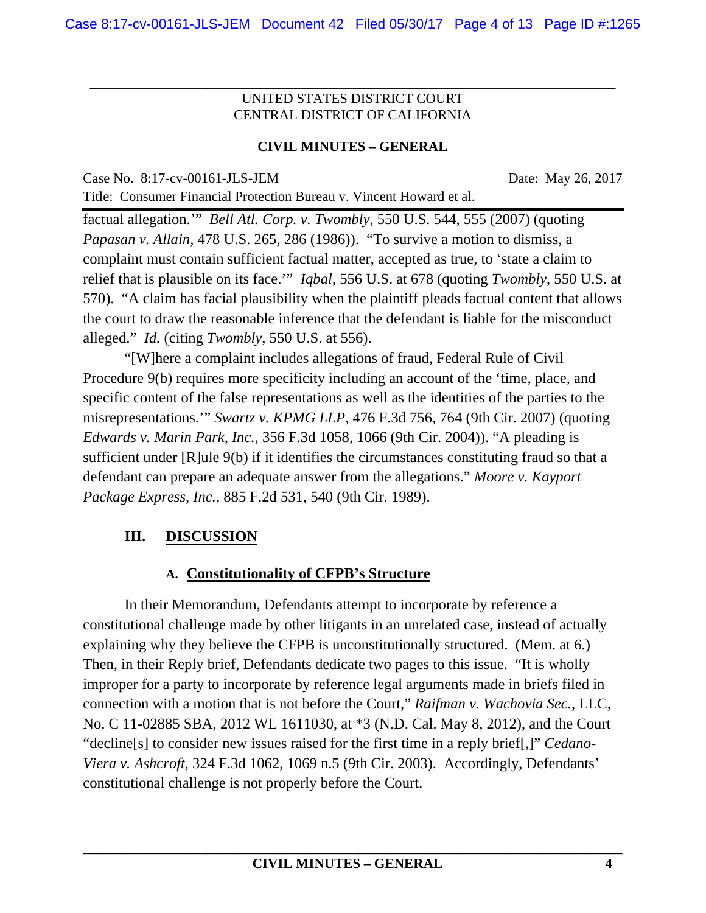factual allegation.'" *Bell Atl. Corp. v. Twombly*, 550 U.S. 544, 555 (2007) (quoting *Papasan v. Allain*, 478 U.S. 265, 286 (1986)). "To survive a motion to dismiss, a complaint must contain sufficient factual matter, accepted as true, to 'state a claim to relief that is plausible on its face.'" *Iqbal*, 556 U.S. at 678 (quoting *Twombly*, 550 U.S. at 570). "A claim has facial plausibility when the plaintiff pleads factual content that allows the court to draw the reasonable inference that the defendant is liable for the misconduct alleged." *Id.* (citing *Twombly*, 550 U.S. at 556).

"[W]here a complaint includes allegations of fraud, Federal Rule of Civil Procedure 9(b) requires more specificity including an account of the 'time, place, and specific content of the false representations as well as the identities of the parties to the misrepresentations.'" *Swartz v. KPMG LLP*, 476 F.3d 756, 764 (9th Cir. 2007) (quoting *Edwards v. Marin Park, Inc.*, 356 F.3d 1058, 1066 (9th Cir. 2004)). "A pleading is sufficient under [R]ule 9(b) if it identifies the circumstances constituting fraud so that a defendant can prepare an adequate answer from the allegations." *Moore v. Kayport Package Express, Inc.*, 885 F.2d 531, 540 (9th Cir. 1989).

## III. DISCUSSION

### A. Constitutionality of CFPB's Structure

In their Memorandum, Defendants attempt to incorporate by reference a constitutional challenge made by other litigants in an unrelated case, instead of actually explaining why they believe the CFPB is unconstitutionally structured. (Mem. at 6.) Then, in their Reply brief, Defendants dedicate two pages to this issue. "It is wholly improper for a party to incorporate by reference legal arguments made in briefs filed in connection with a motion that is not before the Court," *Raifman v. Wachovia Sec.*, LLC, No. C 11-02885 SBA, 2012 WL 1611030, at *3 (N.D. Cal. May 8, 2012), and the Court "decline[s] to consider new issues raised for the first time in a reply brief[,]" *Cedano-Viera v. Ashcroft*, 324 F.3d 1062, 1069 n.5 (9th Cir. 2003). Accordingly, Defendants' constitutional challenge is not properly before the Court.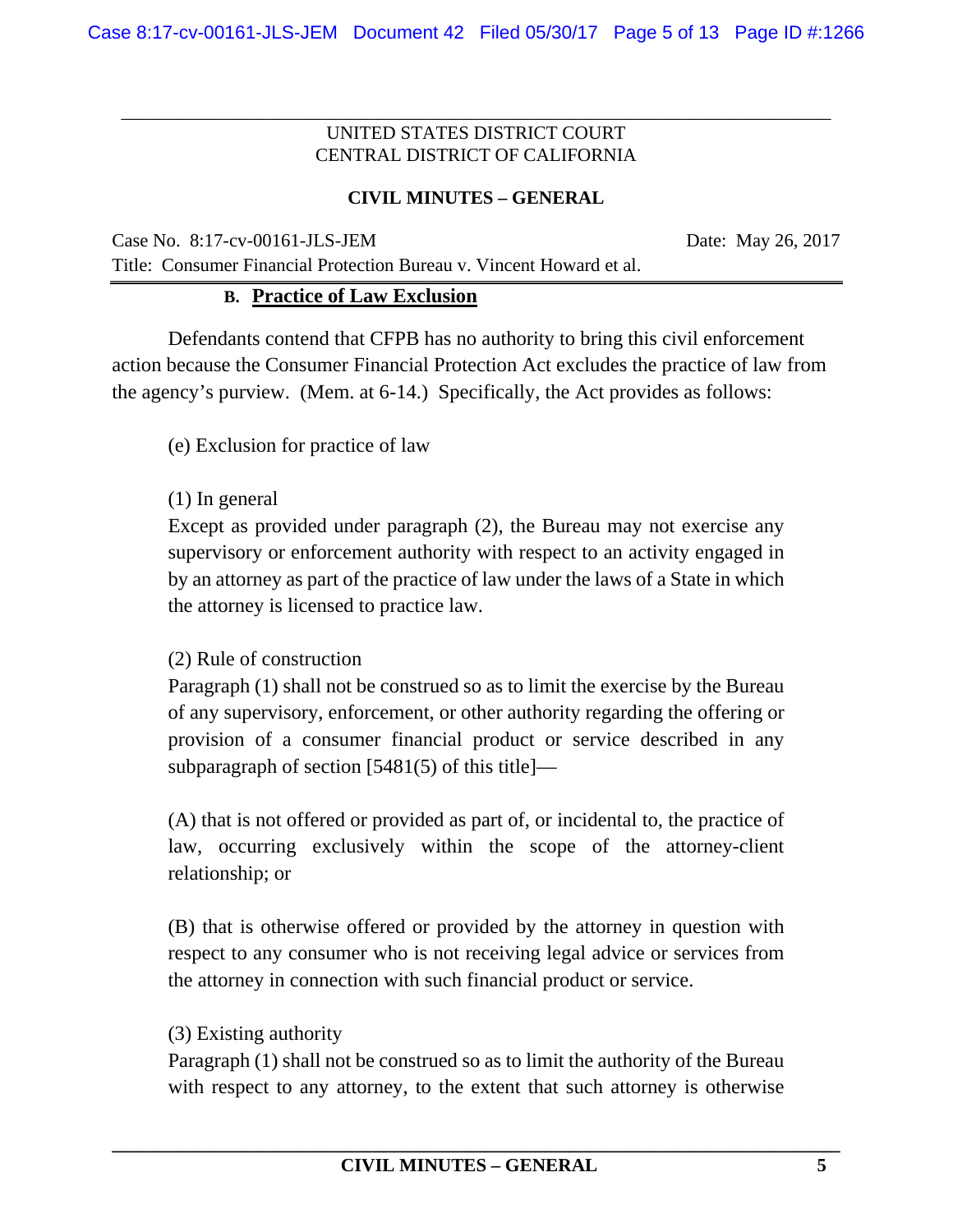### B. Practice of Law Exclusion

Defendants contend that CFPB has no authority to bring this civil enforcement action because the Consumer Financial Protection Act excludes the practice of law from the agency's purview. (Mem. at 6-14.) Specifically, the Act provides as follows:

> (e) Exclusion for practice of law
>
> (1) In general
> Except as provided under paragraph (2), the Bureau may not exercise any supervisory or enforcement authority with respect to an activity engaged in by an attorney as part of the practice of law under the laws of a State in which the attorney is licensed to practice law.
>
> (2) Rule of construction
> Paragraph (1) shall not be construed so as to limit the exercise by the Bureau of any supervisory, enforcement, or other authority regarding the offering or provision of a consumer financial product or service described in any subparagraph of section [5481(5) of this title]—
>
> (A) that is not offered or provided as part of, or incidental to, the practice of law, occurring exclusively within the scope of the attorney-client relationship; or
>
> (B) that is otherwise offered or provided by the attorney in question with respect to any consumer who is not receiving legal advice or services from the attorney in connection with such financial product or service.
>
> (3) Existing authority
> Paragraph (1) shall not be construed so as to limit the authority of the Bureau with respect to any attorney, to the extent that such attorney is otherwise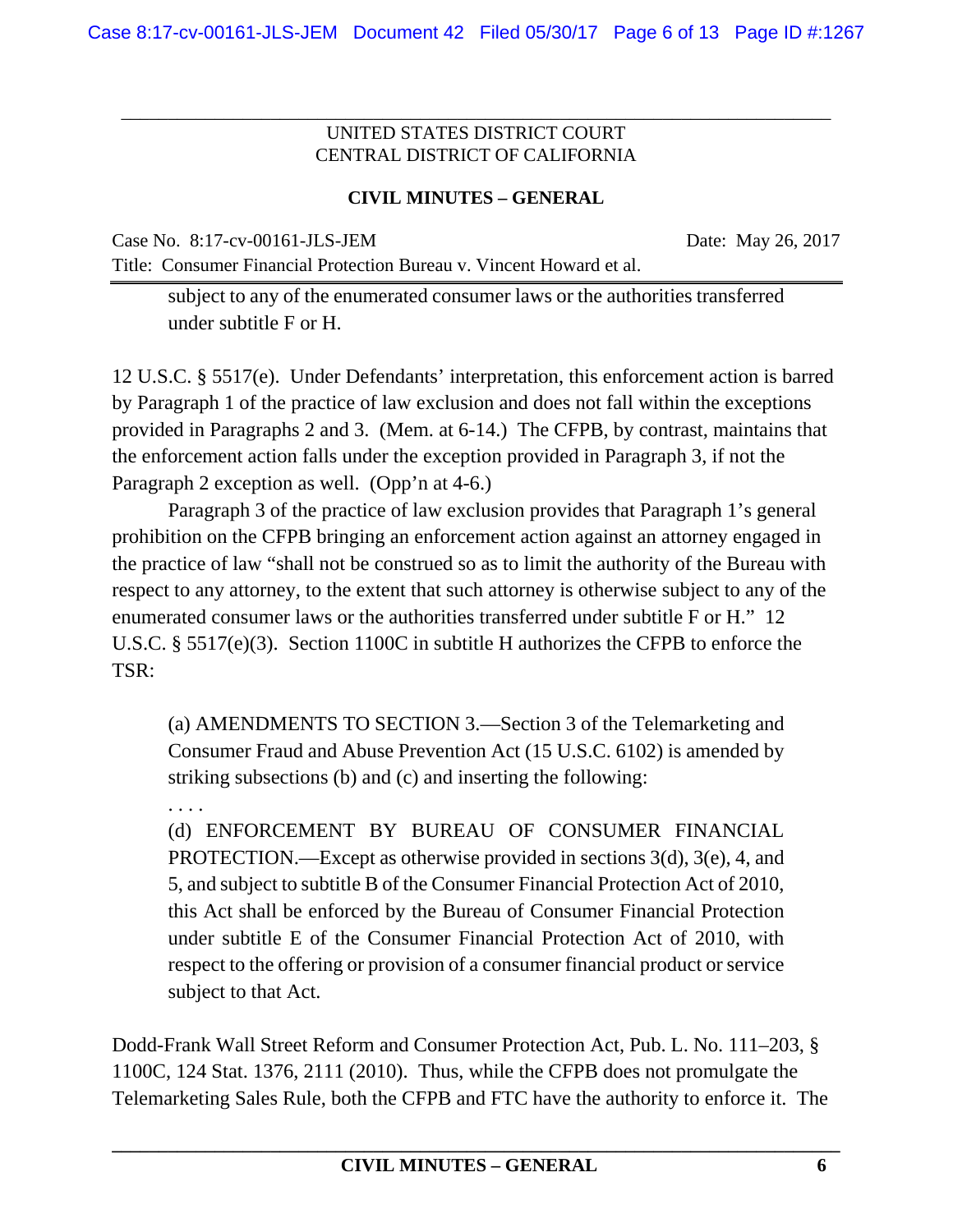> subject to any of the enumerated consumer laws or the authorities transferred under subtitle F or H.

12 U.S.C. § 5517(e). Under Defendants' interpretation, this enforcement action is barred by Paragraph 1 of the practice of law exclusion and does not fall within the exceptions provided in Paragraphs 2 and 3. (Mem. at 6-14.) The CFPB, by contrast, maintains that the enforcement action falls under the exception provided in Paragraph 3, if not the Paragraph 2 exception as well. (Opp'n at 4-6.)

Paragraph 3 of the practice of law exclusion provides that Paragraph 1's general prohibition on the CFPB bringing an enforcement action against an attorney engaged in the practice of law "shall not be construed so as to limit the authority of the Bureau with respect to any attorney, to the extent that such attorney is otherwise subject to any of the enumerated consumer laws or the authorities transferred under subtitle F or H." 12 U.S.C. § 5517(e)(3). Section 1100C in subtitle H authorizes the CFPB to enforce the TSR:

> (a) AMENDMENTS TO SECTION 3.—Section 3 of the Telemarketing and Consumer Fraud and Abuse Prevention Act (15 U.S.C. 6102) is amended by striking subsections (b) and (c) and inserting the following:
>
> . . . .
>
> (d) ENFORCEMENT BY BUREAU OF CONSUMER FINANCIAL PROTECTION.—Except as otherwise provided in sections 3(d), 3(e), 4, and 5, and subject to subtitle B of the Consumer Financial Protection Act of 2010, this Act shall be enforced by the Bureau of Consumer Financial Protection under subtitle E of the Consumer Financial Protection Act of 2010, with respect to the offering or provision of a consumer financial product or service subject to that Act.

Dodd-Frank Wall Street Reform and Consumer Protection Act, Pub. L. No. 111–203, § 1100C, 124 Stat. 1376, 2111 (2010). Thus, while the CFPB does not promulgate the Telemarketing Sales Rule, both the CFPB and FTC have the authority to enforce it. The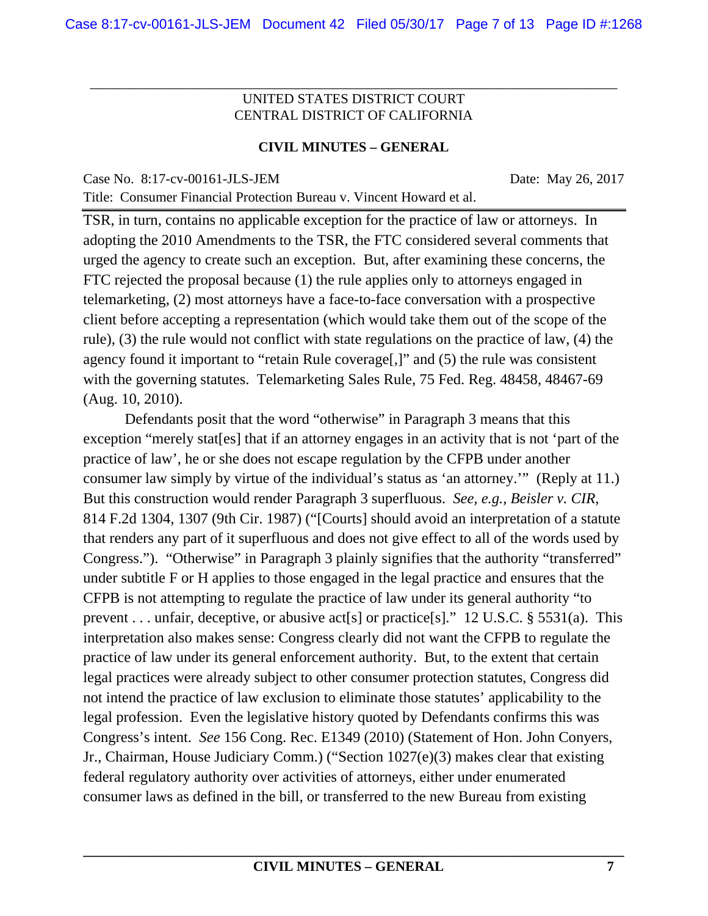TSR, in turn, contains no applicable exception for the practice of law or attorneys. In adopting the 2010 Amendments to the TSR, the FTC considered several comments that urged the agency to create such an exception. But, after examining these concerns, the FTC rejected the proposal because (1) the rule applies only to attorneys engaged in telemarketing, (2) most attorneys have a face-to-face conversation with a prospective client before accepting a representation (which would take them out of the scope of the rule), (3) the rule would not conflict with state regulations on the practice of law, (4) the agency found it important to "retain Rule coverage[,]" and (5) the rule was consistent with the governing statutes. Telemarketing Sales Rule, 75 Fed. Reg. 48458, 48467-69 (Aug. 10, 2010).

Defendants posit that the word "otherwise" in Paragraph 3 means that this exception "merely stat[es] that if an attorney engages in an activity that is not 'part of the practice of law', he or she does not escape regulation by the CFPB under another consumer law simply by virtue of the individual's status as 'an attorney.'" (Reply at 11.) But this construction would render Paragraph 3 superfluous. *See, e.g.*, *Beisler v. CIR*, 814 F.2d 1304, 1307 (9th Cir. 1987) ("[Courts] should avoid an interpretation of a statute that renders any part of it superfluous and does not give effect to all of the words used by Congress."). "Otherwise" in Paragraph 3 plainly signifies that the authority "transferred" under subtitle F or H applies to those engaged in the legal practice and ensures that the CFPB is not attempting to regulate the practice of law under its general authority "to prevent . . . unfair, deceptive, or abusive act[s] or practice[s]." 12 U.S.C. § 5531(a). This interpretation also makes sense: Congress clearly did not want the CFPB to regulate the practice of law under its general enforcement authority. But, to the extent that certain legal practices were already subject to other consumer protection statutes, Congress did not intend the practice of law exclusion to eliminate those statutes' applicability to the legal profession. Even the legislative history quoted by Defendants confirms this was Congress's intent. *See* 156 Cong. Rec. E1349 (2010) (Statement of Hon. John Conyers, Jr., Chairman, House Judiciary Comm.) ("Section 1027(e)(3) makes clear that existing federal regulatory authority over activities of attorneys, either under enumerated consumer laws as defined in the bill, or transferred to the new Bureau from existing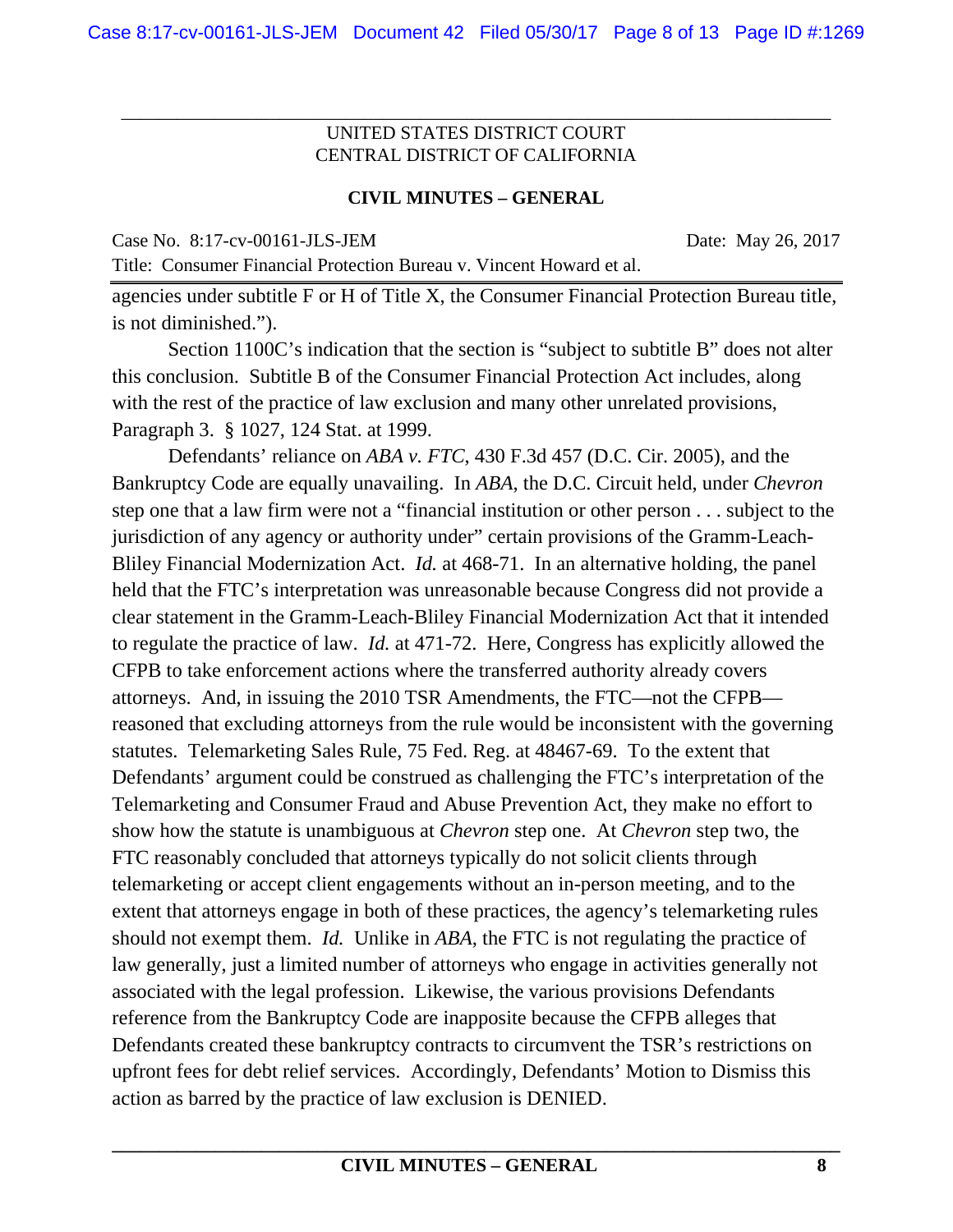agencies under subtitle F or H of Title X, the Consumer Financial Protection Bureau title, is not diminished.").

Section 1100C's indication that the section is "subject to subtitle B" does not alter this conclusion. Subtitle B of the Consumer Financial Protection Act includes, along with the rest of the practice of law exclusion and many other unrelated provisions, Paragraph 3. § 1027, 124 Stat. at 1999.

Defendants' reliance on *ABA v. FTC*, 430 F.3d 457 (D.C. Cir. 2005), and the Bankruptcy Code are equally unavailing. In *ABA*, the D.C. Circuit held, under *Chevron* step one that a law firm were not a "financial institution or other person . . . subject to the jurisdiction of any agency or authority under" certain provisions of the Gramm-Leach-Bliley Financial Modernization Act. *Id.* at 468-71. In an alternative holding, the panel held that the FTC's interpretation was unreasonable because Congress did not provide a clear statement in the Gramm-Leach-Bliley Financial Modernization Act that it intended to regulate the practice of law. *Id.* at 471-72. Here, Congress has explicitly allowed the CFPB to take enforcement actions where the transferred authority already covers attorneys. And, in issuing the 2010 TSR Amendments, the FTC—not the CFPB—reasoned that excluding attorneys from the rule would be inconsistent with the governing statutes. Telemarketing Sales Rule, 75 Fed. Reg. at 48467-69. To the extent that Defendants' argument could be construed as challenging the FTC's interpretation of the Telemarketing and Consumer Fraud and Abuse Prevention Act, they make no effort to show how the statute is unambiguous at *Chevron* step one. At *Chevron* step two, the FTC reasonably concluded that attorneys typically do not solicit clients through telemarketing or accept client engagements without an in-person meeting, and to the extent that attorneys engage in both of these practices, the agency's telemarketing rules should not exempt them. *Id.* Unlike in *ABA*, the FTC is not regulating the practice of law generally, just a limited number of attorneys who engage in activities generally not associated with the legal profession. Likewise, the various provisions Defendants reference from the Bankruptcy Code are inapposite because the CFPB alleges that Defendants created these bankruptcy contracts to circumvent the TSR's restrictions on upfront fees for debt relief services. Accordingly, Defendants' Motion to Dismiss this action as barred by the practice of law exclusion is DENIED.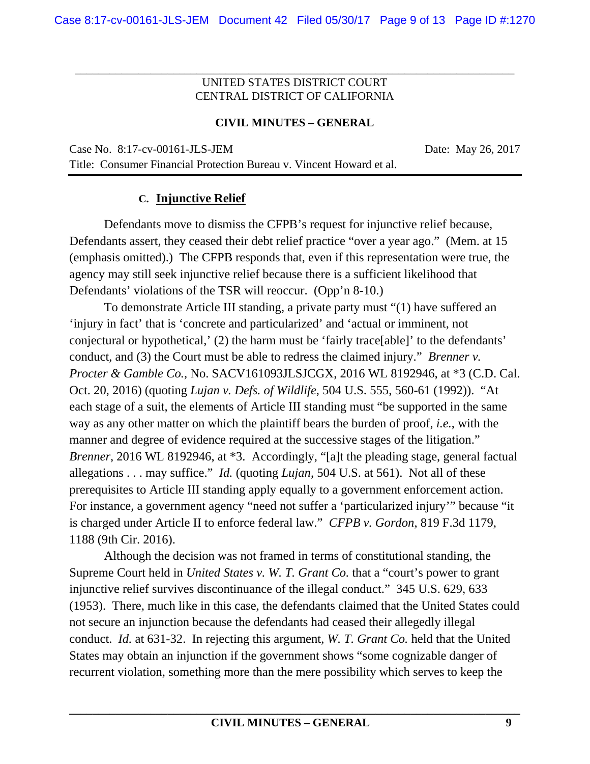**C. Injunctive Relief**

Defendants move to dismiss the CFPB's request for injunctive relief because, Defendants assert, they ceased their debt relief practice "over a year ago." (Mem. at 15 (emphasis omitted).) The CFPB responds that, even if this representation were true, the agency may still seek injunctive relief because there is a sufficient likelihood that Defendants' violations of the TSR will reoccur. (Opp'n 8-10.)

To demonstrate Article III standing, a private party must "(1) have suffered an 'injury in fact' that is 'concrete and particularized' and 'actual or imminent, not conjectural or hypothetical,' (2) the harm must be 'fairly trace[able]' to the defendants' conduct, and (3) the Court must be able to redress the claimed injury." *Brenner v. Procter & Gamble Co.*, No. SACV161093JLSJCGX, 2016 WL 8192946, at *3 (C.D. Cal. Oct. 20, 2016) (quoting *Lujan v. Defs. of Wildlife*, 504 U.S. 555, 560-61 (1992)). "At each stage of a suit, the elements of Article III standing must "be supported in the same way as any other matter on which the plaintiff bears the burden of proof, *i.e.*, with the manner and degree of evidence required at the successive stages of the litigation." *Brenner*, 2016 WL 8192946, at *3. Accordingly, "[a]t the pleading stage, general factual allegations . . . may suffice." *Id.* (quoting *Lujan*, 504 U.S. at 561). Not all of these prerequisites to Article III standing apply equally to a government enforcement action. For instance, a government agency "need not suffer a 'particularized injury'" because "it is charged under Article II to enforce federal law." *CFPB v. Gordon*, 819 F.3d 1179, 1188 (9th Cir. 2016).

Although the decision was not framed in terms of constitutional standing, the Supreme Court held in *United States v. W. T. Grant Co.* that a "court's power to grant injunctive relief survives discontinuance of the illegal conduct." 345 U.S. 629, 633 (1953). There, much like in this case, the defendants claimed that the United States could not secure an injunction because the defendants had ceased their allegedly illegal conduct. *Id.* at 631-32. In rejecting this argument, *W. T. Grant Co.* held that the United States may obtain an injunction if the government shows "some cognizable danger of recurrent violation, something more than the mere possibility which serves to keep the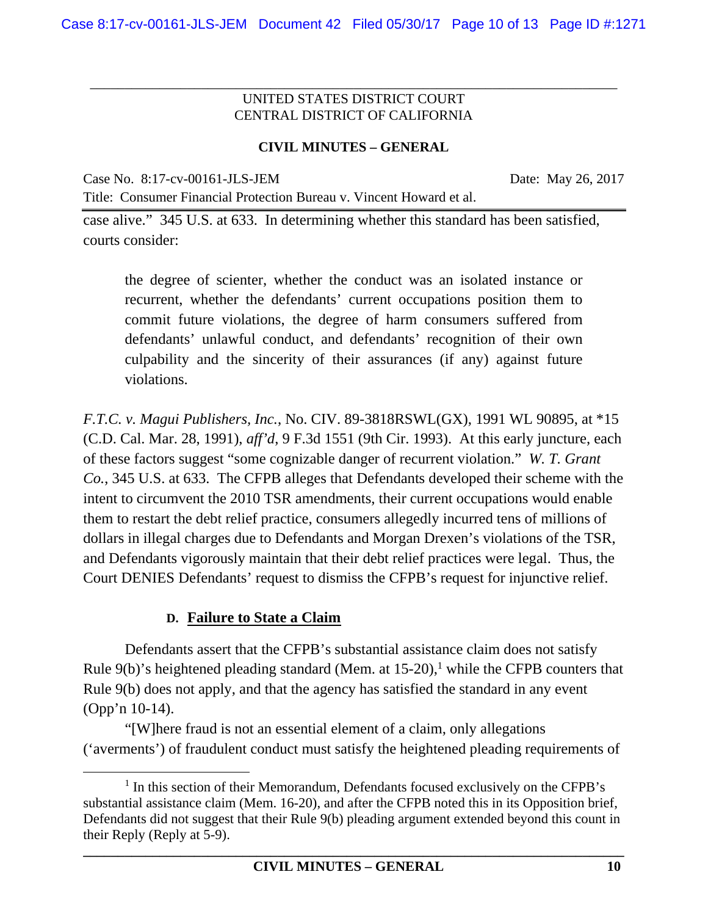case alive." 345 U.S. at 633. In determining whether this standard has been satisfied, courts consider:

> the degree of scienter, whether the conduct was an isolated instance or recurrent, whether the defendants' current occupations position them to commit future violations, the degree of harm consumers suffered from defendants' unlawful conduct, and defendants' recognition of their own culpability and the sincerity of their assurances (if any) against future violations.

*F.T.C. v. Magui Publishers, Inc.*, No. CIV. 89-3818RSWL(GX), 1991 WL 90895, at *15 (C.D. Cal. Mar. 28, 1991), *aff'd*, 9 F.3d 1551 (9th Cir. 1993). At this early juncture, each of these factors suggest "some cognizable danger of recurrent violation." *W. T. Grant Co.*, 345 U.S. at 633. The CFPB alleges that Defendants developed their scheme with the intent to circumvent the 2010 TSR amendments, their current occupations would enable them to restart the debt relief practice, consumers allegedly incurred tens of millions of dollars in illegal charges due to Defendants and Morgan Drexen's violations of the TSR, and Defendants vigorously maintain that their debt relief practices were legal. Thus, the Court DENIES Defendants' request to dismiss the CFPB's request for injunctive relief.

### D. Failure to State a Claim

Defendants assert that the CFPB's substantial assistance claim does not satisfy Rule 9(b)'s heightened pleading standard (Mem. at 15-20),[1] while the CFPB counters that Rule 9(b) does not apply, and that the agency has satisfied the standard in any event (Opp'n 10-14).

"[W]here fraud is not an essential element of a claim, only allegations ('averments') of fraudulent conduct must satisfy the heightened pleading requirements of

[1] In this section of their Memorandum, Defendants focused exclusively on the CFPB's substantial assistance claim (Mem. 16-20), and after the CFPB noted this in its Opposition brief, Defendants did not suggest that their Rule 9(b) pleading argument extended beyond this count in their Reply (Reply at 5-9).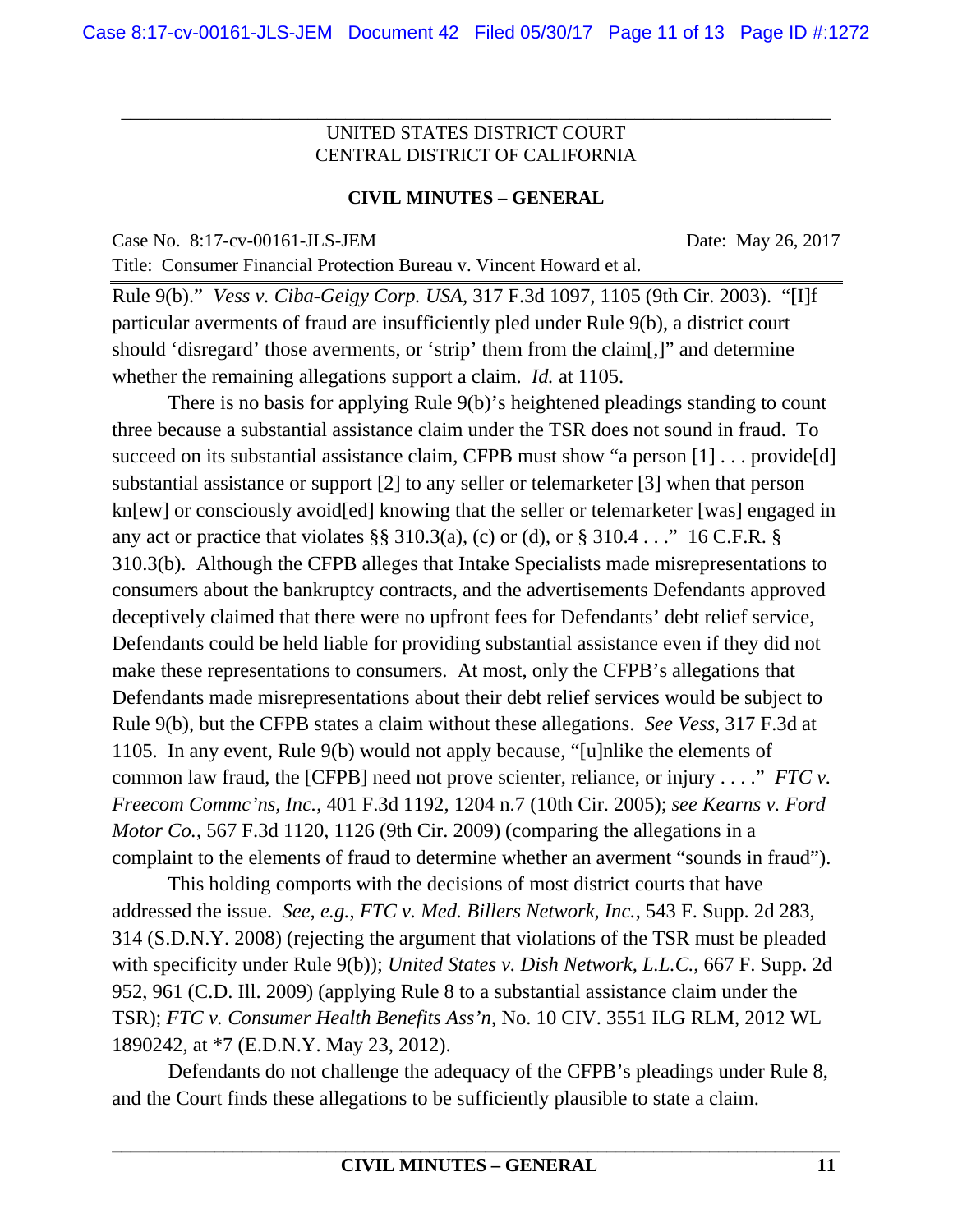Rule 9(b)." *Vess v. Ciba-Geigy Corp. USA*, 317 F.3d 1097, 1105 (9th Cir. 2003). "[I]f particular averments of fraud are insufficiently pled under Rule 9(b), a district court should 'disregard' those averments, or 'strip' them from the claim[,]" and determine whether the remaining allegations support a claim. *Id.* at 1105.

There is no basis for applying Rule 9(b)'s heightened pleadings standing to count three because a substantial assistance claim under the TSR does not sound in fraud. To succeed on its substantial assistance claim, CFPB must show "a person [1] . . . provide[d] substantial assistance or support [2] to any seller or telemarketer [3] when that person kn[ew] or consciously avoid[ed] knowing that the seller or telemarketer [was] engaged in any act or practice that violates §§ 310.3(a), (c) or (d), or § 310.4 . . ." 16 C.F.R. § 310.3(b). Although the CFPB alleges that Intake Specialists made misrepresentations to consumers about the bankruptcy contracts, and the advertisements Defendants approved deceptively claimed that there were no upfront fees for Defendants' debt relief service, Defendants could be held liable for providing substantial assistance even if they did not make these representations to consumers. At most, only the CFPB's allegations that Defendants made misrepresentations about their debt relief services would be subject to Rule 9(b), but the CFPB states a claim without these allegations. *See Vess*, 317 F.3d at 1105. In any event, Rule 9(b) would not apply because, "[u]nlike the elements of common law fraud, the [CFPB] need not prove scienter, reliance, or injury . . . ." *FTC v. Freecom Commc'ns, Inc.*, 401 F.3d 1192, 1204 n.7 (10th Cir. 2005); *see Kearns v. Ford Motor Co.*, 567 F.3d 1120, 1126 (9th Cir. 2009) (comparing the allegations in a complaint to the elements of fraud to determine whether an averment "sounds in fraud").

This holding comports with the decisions of most district courts that have addressed the issue. *See, e.g.*, *FTC v. Med. Billers Network, Inc.*, 543 F. Supp. 2d 283, 314 (S.D.N.Y. 2008) (rejecting the argument that violations of the TSR must be pleaded with specificity under Rule 9(b)); *United States v. Dish Network, L.L.C.*, 667 F. Supp. 2d 952, 961 (C.D. Ill. 2009) (applying Rule 8 to a substantial assistance claim under the TSR); *FTC v. Consumer Health Benefits Ass'n*, No. 10 CIV. 3551 ILG RLM, 2012 WL 1890242, at *7 (E.D.N.Y. May 23, 2012).

Defendants do not challenge the adequacy of the CFPB's pleadings under Rule 8, and the Court finds these allegations to be sufficiently plausible to state a claim.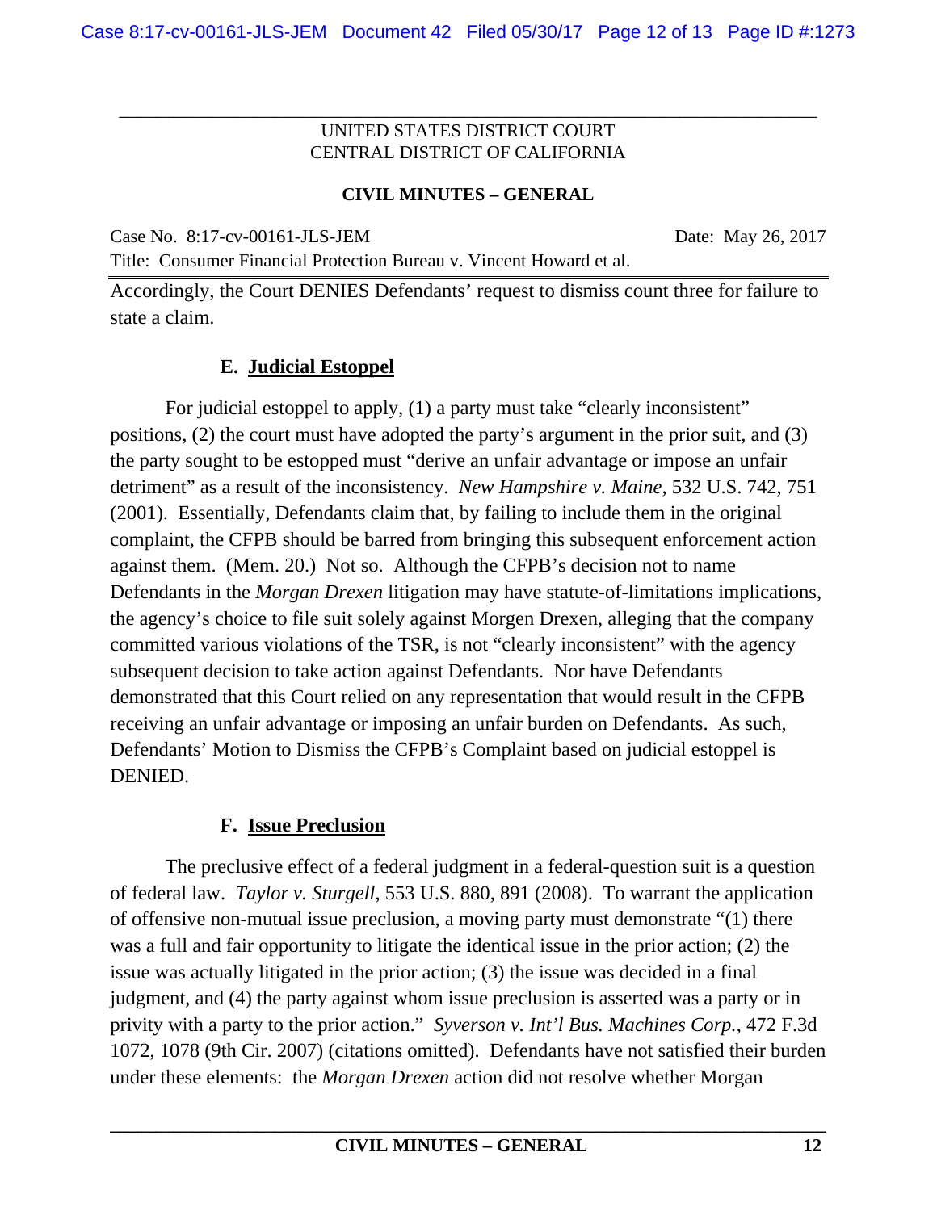UNITED STATES DISTRICT COURT
CENTRAL DISTRICT OF CALIFORNIA

**CIVIL MINUTES – GENERAL**

Case No. 8:17-cv-00161-JLS-JEM Date: May 26, 2017

Title: Consumer Financial Protection Bureau v. Vincent Howard et al.

Accordingly, the Court DENIES Defendants' request to dismiss count three for failure to state a claim.

### E. Judicial Estoppel

For judicial estoppel to apply, (1) a party must take "clearly inconsistent" positions, (2) the court must have adopted the party's argument in the prior suit, and (3) the party sought to be estopped must "derive an unfair advantage or impose an unfair detriment" as a result of the inconsistency. *New Hampshire v. Maine*, 532 U.S. 742, 751 (2001). Essentially, Defendants claim that, by failing to include them in the original complaint, the CFPB should be barred from bringing this subsequent enforcement action against them. (Mem. 20.) Not so. Although the CFPB's decision not to name Defendants in the *Morgan Drexen* litigation may have statute-of-limitations implications, the agency's choice to file suit solely against Morgen Drexen, alleging that the company committed various violations of the TSR, is not "clearly inconsistent" with the agency subsequent decision to take action against Defendants. Nor have Defendants demonstrated that this Court relied on any representation that would result in the CFPB receiving an unfair advantage or imposing an unfair burden on Defendants. As such, Defendants' Motion to Dismiss the CFPB's Complaint based on judicial estoppel is DENIED.

### F. Issue Preclusion

The preclusive effect of a federal judgment in a federal-question suit is a question of federal law. *Taylor v. Sturgell*, 553 U.S. 880, 891 (2008). To warrant the application of offensive non-mutual issue preclusion, a moving party must demonstrate "(1) there was a full and fair opportunity to litigate the identical issue in the prior action; (2) the issue was actually litigated in the prior action; (3) the issue was decided in a final judgment, and (4) the party against whom issue preclusion is asserted was a party or in privity with a party to the prior action." *Syverson v. Int'l Bus. Machines Corp.*, 472 F.3d 1072, 1078 (9th Cir. 2007) (citations omitted). Defendants have not satisfied their burden under these elements: the *Morgan Drexen* action did not resolve whether Morgan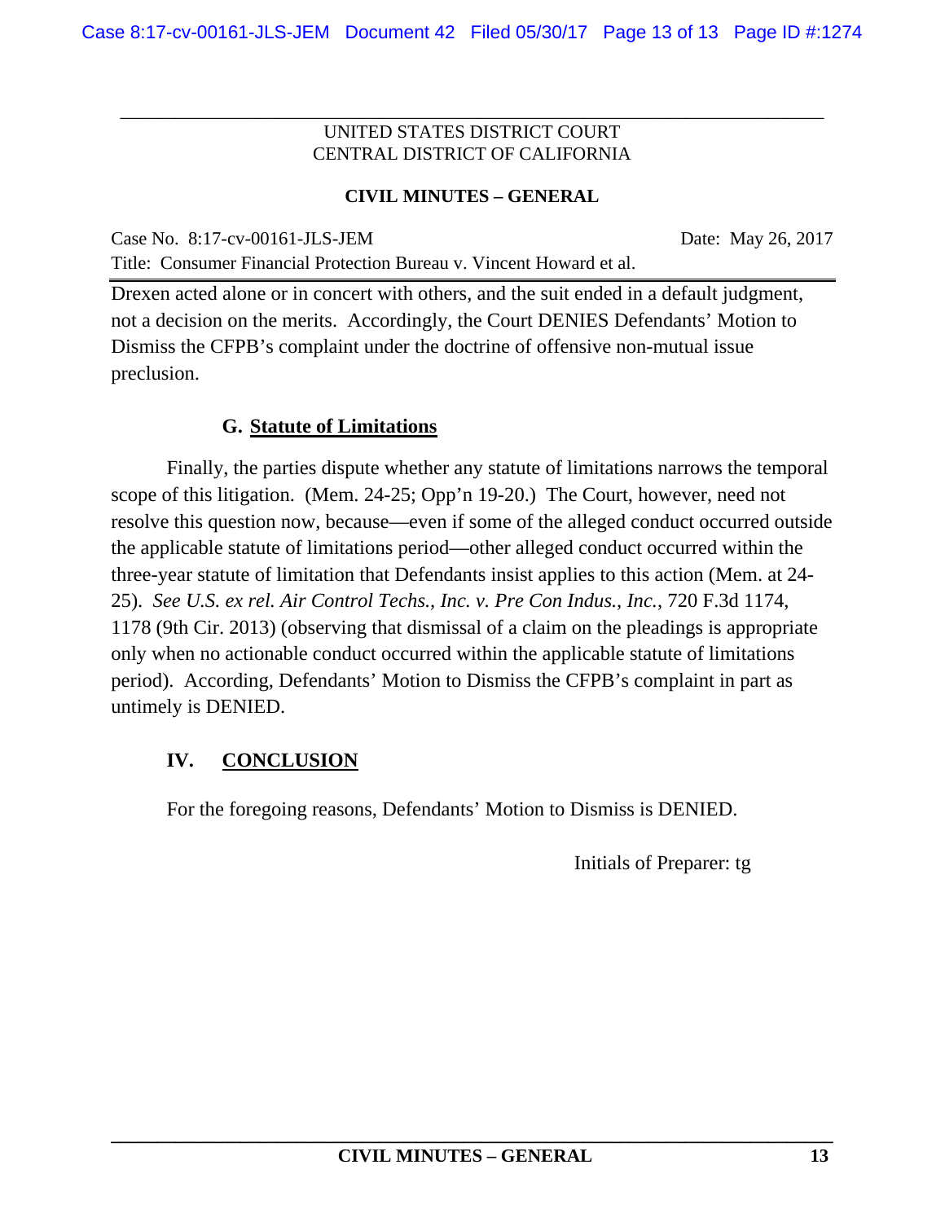UNITED STATES DISTRICT COURT
CENTRAL DISTRICT OF CALIFORNIA

**CIVIL MINUTES – GENERAL**

Case No. 8:17-cv-00161-JLS-JEM Date: May 26, 2017

Title: Consumer Financial Protection Bureau v. Vincent Howard et al.

Drexen acted alone or in concert with others, and the suit ended in a default judgment, not a decision on the merits. Accordingly, the Court DENIES Defendants' Motion to Dismiss the CFPB's complaint under the doctrine of offensive non-mutual issue preclusion.

### G. Statute of Limitations

Finally, the parties dispute whether any statute of limitations narrows the temporal scope of this litigation. (Mem. 24-25; Opp'n 19-20.) The Court, however, need not resolve this question now, because—even if some of the alleged conduct occurred outside the applicable statute of limitations period—other alleged conduct occurred within the three-year statute of limitation that Defendants insist applies to this action (Mem. at 24-25). *See U.S. ex rel. Air Control Techs., Inc. v. Pre Con Indus., Inc.*, 720 F.3d 1174, 1178 (9th Cir. 2013) (observing that dismissal of a claim on the pleadings is appropriate only when no actionable conduct occurred within the applicable statute of limitations period). According, Defendants' Motion to Dismiss the CFPB's complaint in part as untimely is DENIED.

## IV. CONCLUSION

For the foregoing reasons, Defendants' Motion to Dismiss is DENIED.

Initials of Preparer: tg